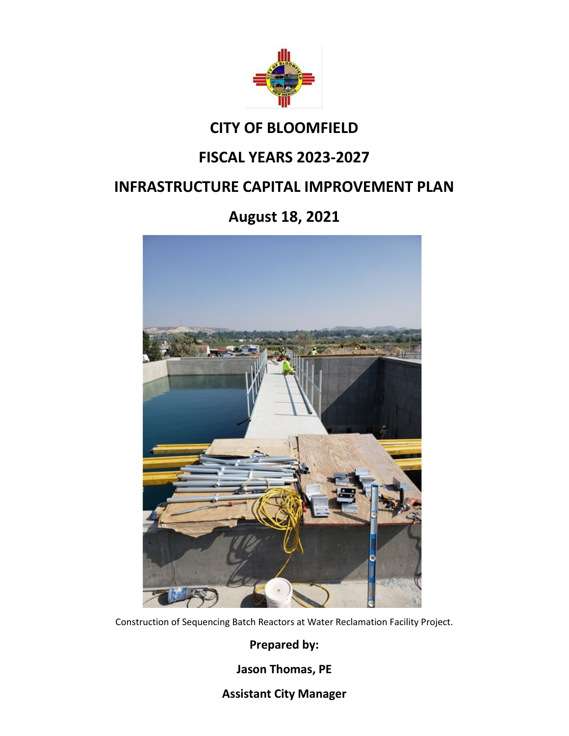# CITY OF BLOOMFIELD

## FISCAL YEARS 2023-2027

## INFRASTRUCTURE CAPITAL IMPROVEMENT PLAN

## August 18, 2021

Construction of Sequencing Batch Reactors at Water Reclamation Facility Project.

**Prepared by:**

**Jason Thomas, PE**

**Assistant City Manager**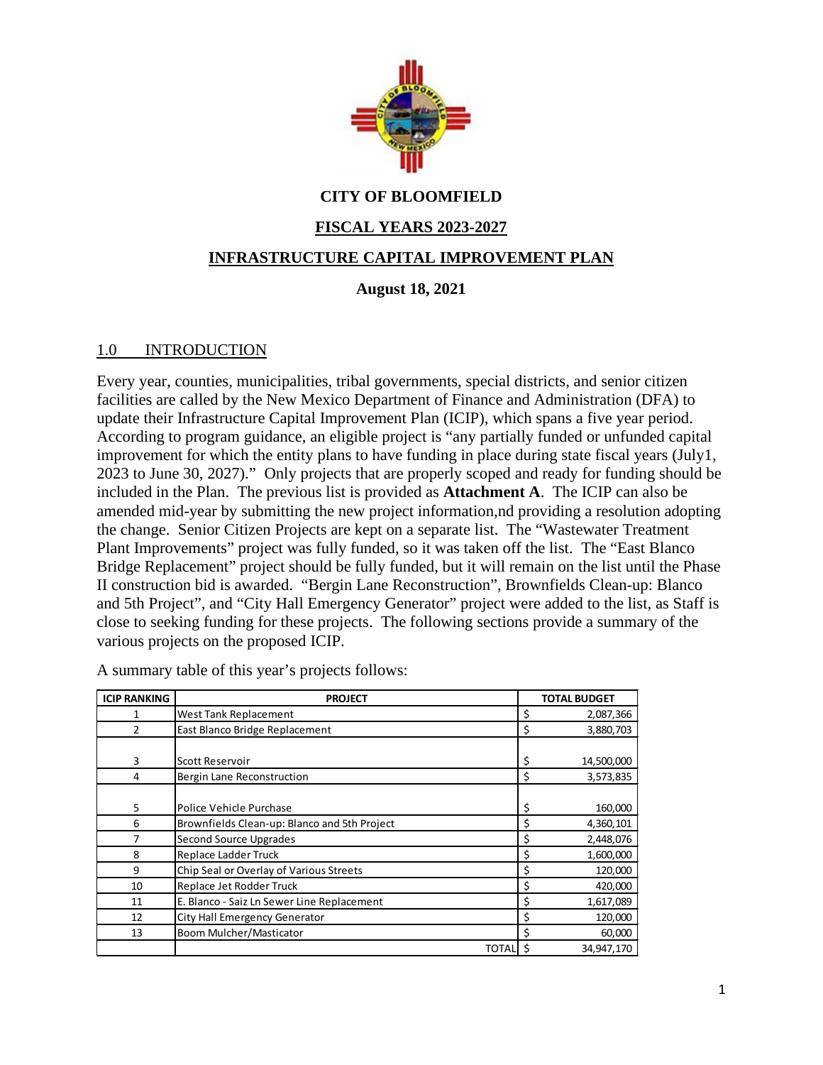# CITY OF BLOOMFIELD

## FISCAL YEARS 2023-2027

## INFRASTRUCTURE CAPITAL IMPROVEMENT PLAN

**August 18, 2021**

## 1.0 INTRODUCTION

Every year, counties, municipalities, tribal governments, special districts, and senior citizen facilities are called by the New Mexico Department of Finance and Administration (DFA) to update their Infrastructure Capital Improvement Plan (ICIP), which spans a five year period. According to program guidance, an eligible project is "any partially funded or unfunded capital improvement for which the entity plans to have funding in place during state fiscal years (July1, 2023 to June 30, 2027)." Only projects that are properly scoped and ready for funding should be included in the Plan. The previous list is provided as **Attachment A**. The ICIP can also be amended mid-year by submitting the new project information,nd providing a resolution adopting the change. Senior Citizen Projects are kept on a separate list. The "Wastewater Treatment Plant Improvements" project was fully funded, so it was taken off the list. The "East Blanco Bridge Replacement" project should be fully funded, but it will remain on the list until the Phase II construction bid is awarded. "Bergin Lane Reconstruction", Brownfields Clean-up: Blanco and 5th Project", and "City Hall Emergency Generator" project were added to the list, as Staff is close to seeking funding for these projects. The following sections provide a summary of the various projects on the proposed ICIP.

A summary table of this year's projects follows:

| ICIP RANKING | PROJECT | TOTAL BUDGET |
|---|---|---|
| 1 | West Tank Replacement | $ 2,087,366 |
| 2 | East Blanco Bridge Replacement | $ 3,880,703 |
| 3 | Scott Reservoir | $ 14,500,000 |
| 4 | Bergin Lane Reconstruction | $ 3,573,835 |
| 5 | Police Vehicle Purchase | $ 160,000 |
| 6 | Brownfields Clean-up: Blanco and 5th Project | $ 4,360,101 |
| 7 | Second Source Upgrades | $ 2,448,076 |
| 8 | Replace Ladder Truck | $ 1,600,000 |
| 9 | Chip Seal or Overlay of Various Streets | $ 120,000 |
| 10 | Replace Jet Rodder Truck | $ 420,000 |
| 11 | E. Blanco - Saiz Ln Sewer Line Replacement | $ 1,617,089 |
| 12 | City Hall Emergency Generator | $ 120,000 |
| 13 | Boom Mulcher/Masticator | $ 60,000 |
| | TOTAL | $ 34,947,170 |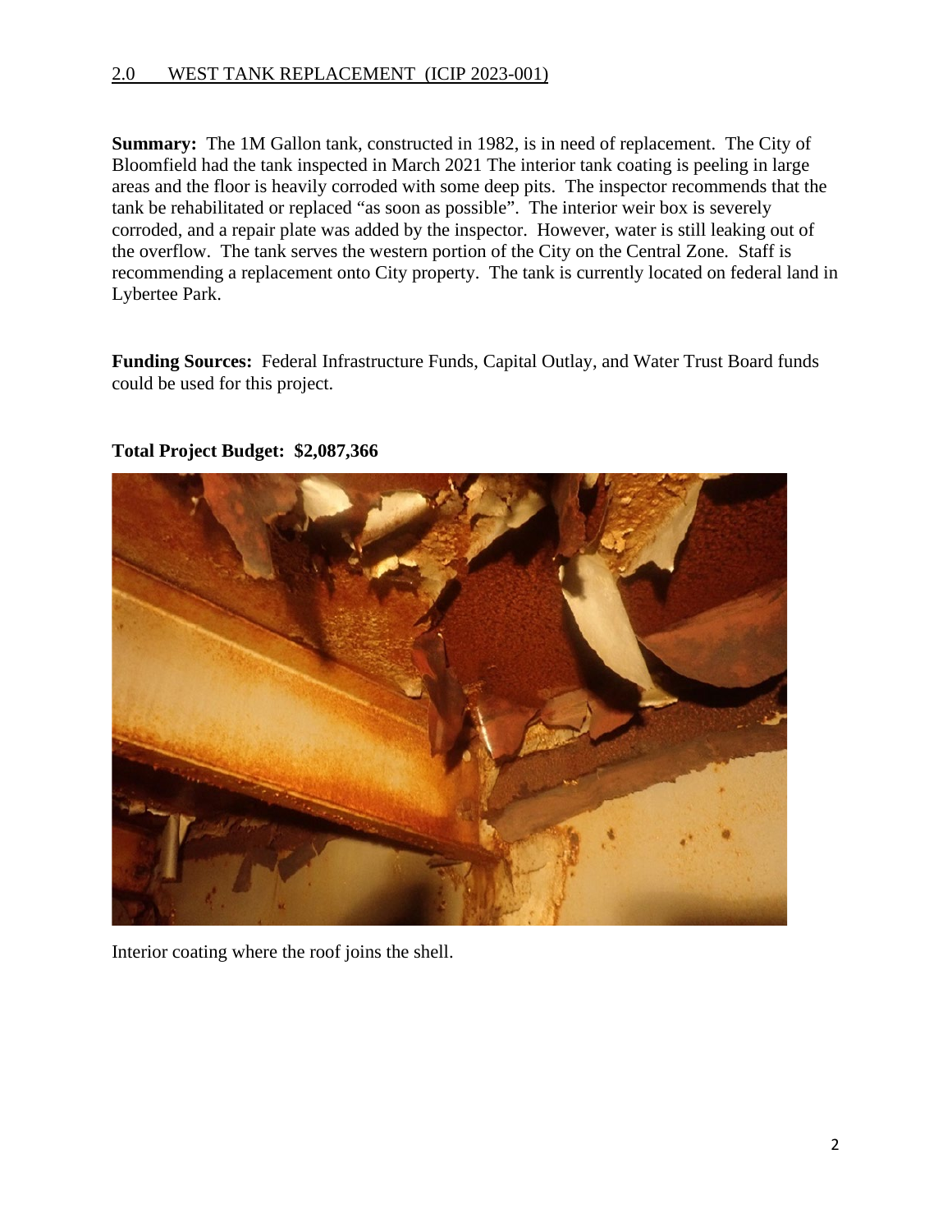## 2.0 WEST TANK REPLACEMENT (ICIP 2023-001)

**Summary:** The 1M Gallon tank, constructed in 1982, is in need of replacement. The City of Bloomfield had the tank inspected in March 2021 The interior tank coating is peeling in large areas and the floor is heavily corroded with some deep pits. The inspector recommends that the tank be rehabilitated or replaced "as soon as possible". The interior weir box is severely corroded, and a repair plate was added by the inspector. However, water is still leaking out of the overflow. The tank serves the western portion of the City on the Central Zone. Staff is recommending a replacement onto City property. The tank is currently located on federal land in Lybertee Park.

**Funding Sources:** Federal Infrastructure Funds, Capital Outlay, and Water Trust Board funds could be used for this project.

**Total Project Budget: $2,087,366**

Interior coating where the roof joins the shell.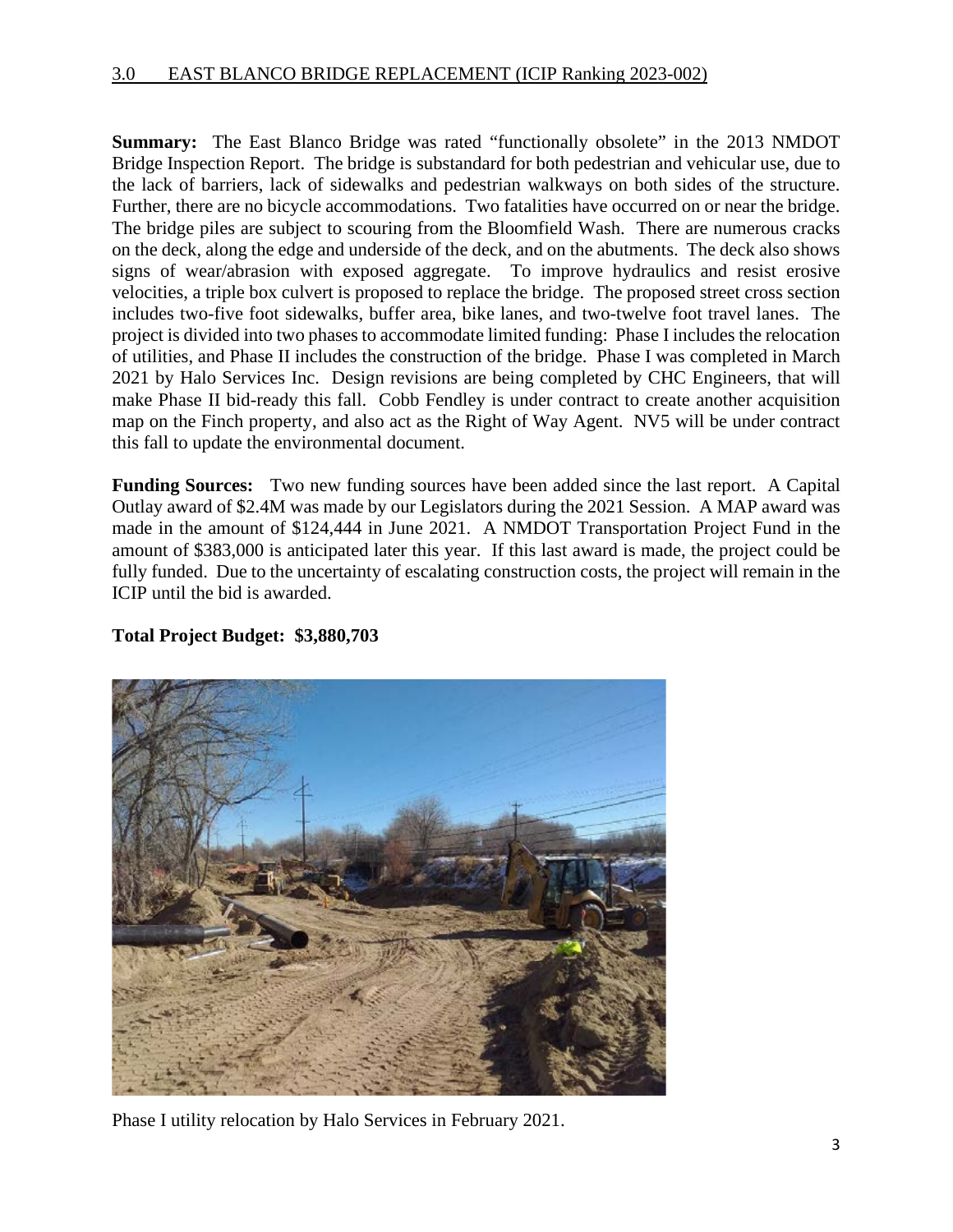## 3.0 EAST BLANCO BRIDGE REPLACEMENT (ICIP Ranking 2023-002)

**Summary:** The East Blanco Bridge was rated "functionally obsolete" in the 2013 NMDOT Bridge Inspection Report. The bridge is substandard for both pedestrian and vehicular use, due to the lack of barriers, lack of sidewalks and pedestrian walkways on both sides of the structure. Further, there are no bicycle accommodations. Two fatalities have occurred on or near the bridge. The bridge piles are subject to scouring from the Bloomfield Wash. There are numerous cracks on the deck, along the edge and underside of the deck, and on the abutments. The deck also shows signs of wear/abrasion with exposed aggregate. To improve hydraulics and resist erosive velocities, a triple box culvert is proposed to replace the bridge. The proposed street cross section includes two-five foot sidewalks, buffer area, bike lanes, and two-twelve foot travel lanes. The project is divided into two phases to accommodate limited funding: Phase I includes the relocation of utilities, and Phase II includes the construction of the bridge. Phase I was completed in March 2021 by Halo Services Inc. Design revisions are being completed by CHC Engineers, that will make Phase II bid-ready this fall. Cobb Fendley is under contract to create another acquisition map on the Finch property, and also act as the Right of Way Agent. NV5 will be under contract this fall to update the environmental document.

**Funding Sources:** Two new funding sources have been added since the last report. A Capital Outlay award of $2.4M was made by our Legislators during the 2021 Session. A MAP award was made in the amount of $124,444 in June 2021. A NMDOT Transportation Project Fund in the amount of $383,000 is anticipated later this year. If this last award is made, the project could be fully funded. Due to the uncertainty of escalating construction costs, the project will remain in the ICIP until the bid is awarded.

**Total Project Budget: $3,880,703**

Phase I utility relocation by Halo Services in February 2021.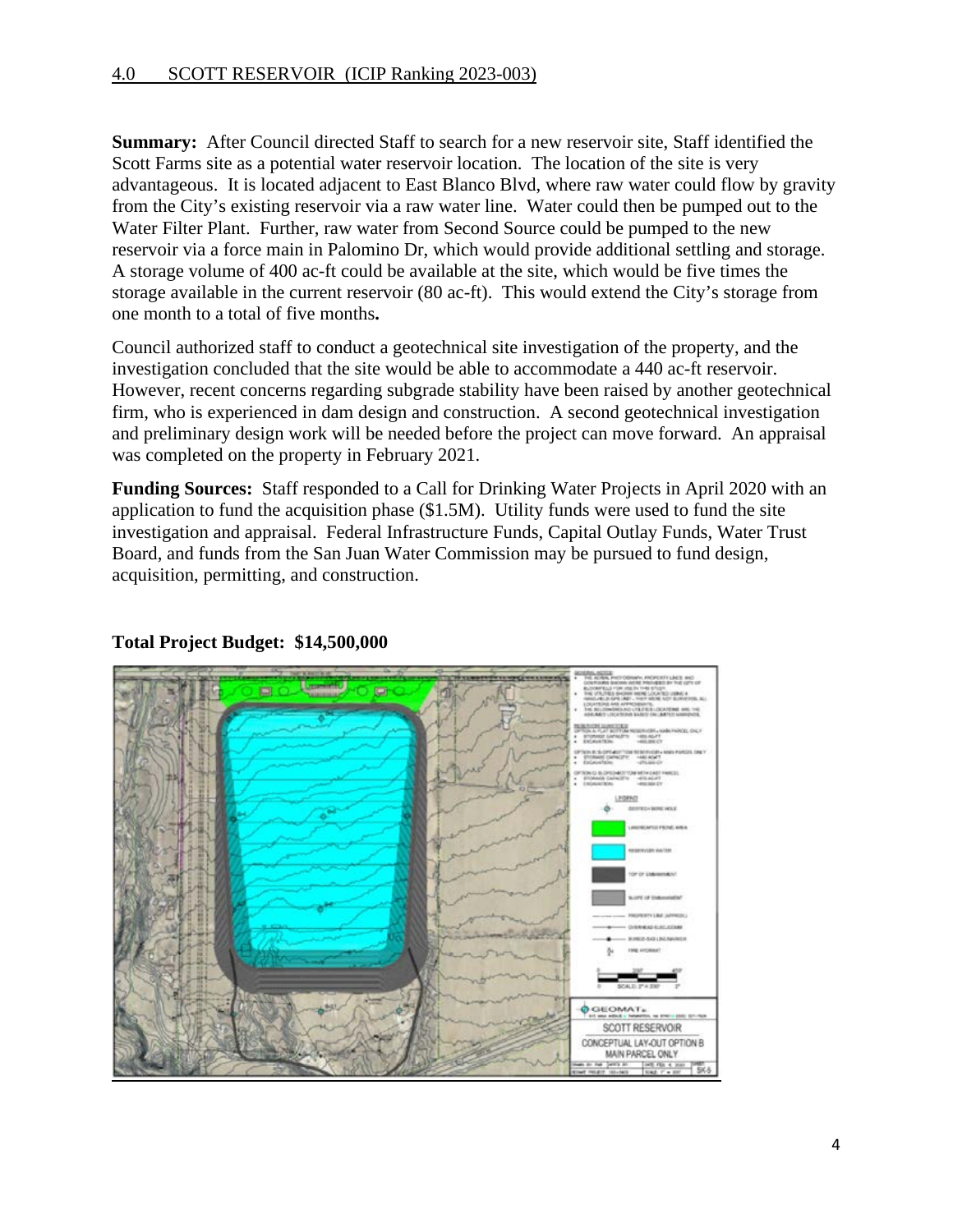## 4.0 SCOTT RESERVOIR (ICIP Ranking 2023-003)

**Summary:** After Council directed Staff to search for a new reservoir site, Staff identified the Scott Farms site as a potential water reservoir location. The location of the site is very advantageous. It is located adjacent to East Blanco Blvd, where raw water could flow by gravity from the City's existing reservoir via a raw water line. Water could then be pumped out to the Water Filter Plant. Further, raw water from Second Source could be pumped to the new reservoir via a force main in Palomino Dr, which would provide additional settling and storage. A storage volume of 400 ac-ft could be available at the site, which would be five times the storage available in the current reservoir (80 ac-ft). This would extend the City's storage from one month to a total of five months**.**

Council authorized staff to conduct a geotechnical site investigation of the property, and the investigation concluded that the site would be able to accommodate a 440 ac-ft reservoir. However, recent concerns regarding subgrade stability have been raised by another geotechnical firm, who is experienced in dam design and construction. A second geotechnical investigation and preliminary design work will be needed before the project can move forward. An appraisal was completed on the property in February 2021.

**Funding Sources:** Staff responded to a Call for Drinking Water Projects in April 2020 with an application to fund the acquisition phase ($1.5M). Utility funds were used to fund the site investigation and appraisal. Federal Infrastructure Funds, Capital Outlay Funds, Water Trust Board, and funds from the San Juan Water Commission may be pursued to fund design, acquisition, permitting, and construction.

**Total Project Budget: $14,500,000**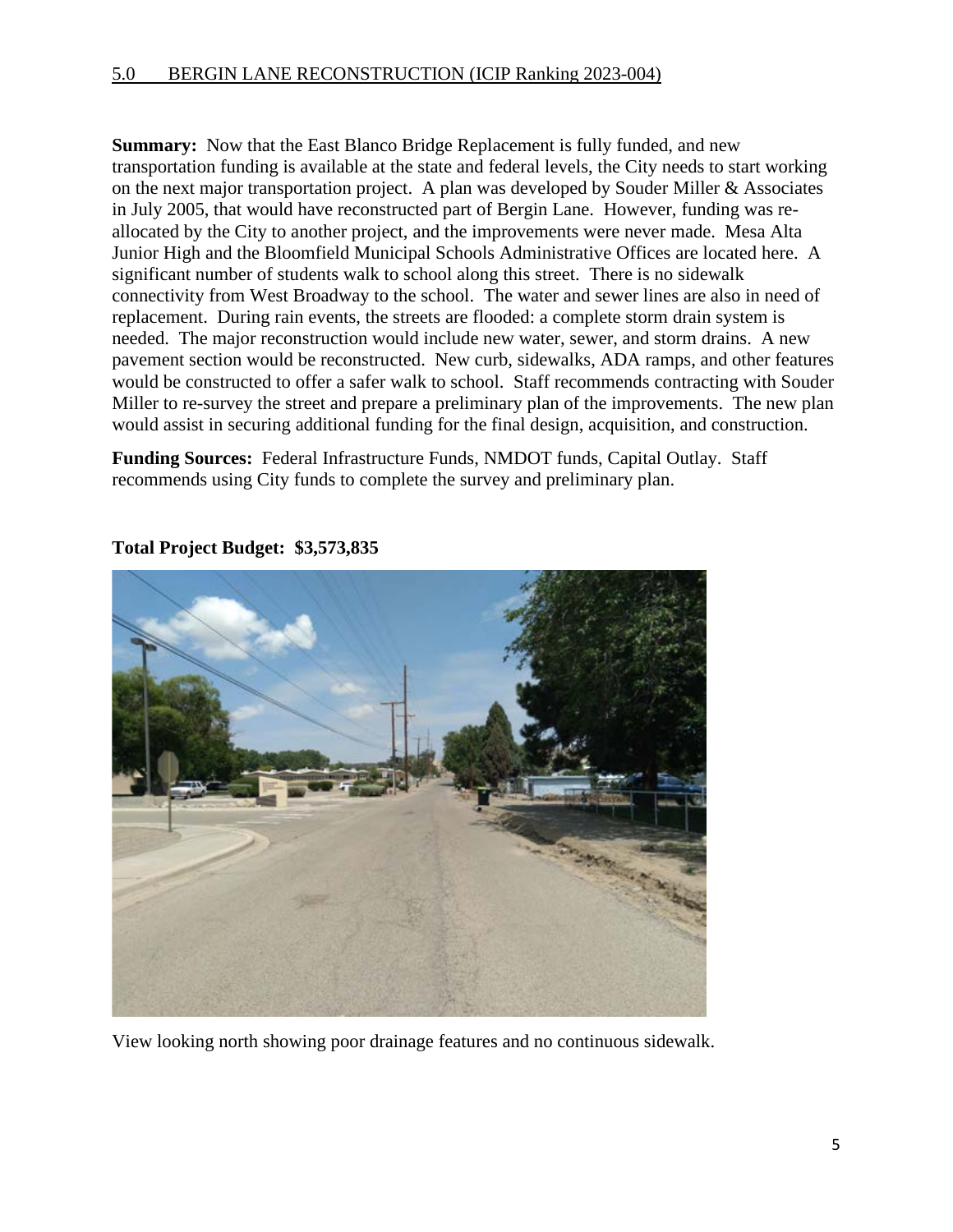## 5.0 BERGIN LANE RECONSTRUCTION (ICIP Ranking 2023-004)

**Summary:** Now that the East Blanco Bridge Replacement is fully funded, and new transportation funding is available at the state and federal levels, the City needs to start working on the next major transportation project. A plan was developed by Souder Miller & Associates in July 2005, that would have reconstructed part of Bergin Lane. However, funding was re-allocated by the City to another project, and the improvements were never made. Mesa Alta Junior High and the Bloomfield Municipal Schools Administrative Offices are located here. A significant number of students walk to school along this street. There is no sidewalk connectivity from West Broadway to the school. The water and sewer lines are also in need of replacement. During rain events, the streets are flooded: a complete storm drain system is needed. The major reconstruction would include new water, sewer, and storm drains. A new pavement section would be reconstructed. New curb, sidewalks, ADA ramps, and other features would be constructed to offer a safer walk to school. Staff recommends contracting with Souder Miller to re-survey the street and prepare a preliminary plan of the improvements. The new plan would assist in securing additional funding for the final design, acquisition, and construction.

**Funding Sources:** Federal Infrastructure Funds, NMDOT funds, Capital Outlay. Staff recommends using City funds to complete the survey and preliminary plan.

**Total Project Budget: $3,573,835**

View looking north showing poor drainage features and no continuous sidewalk.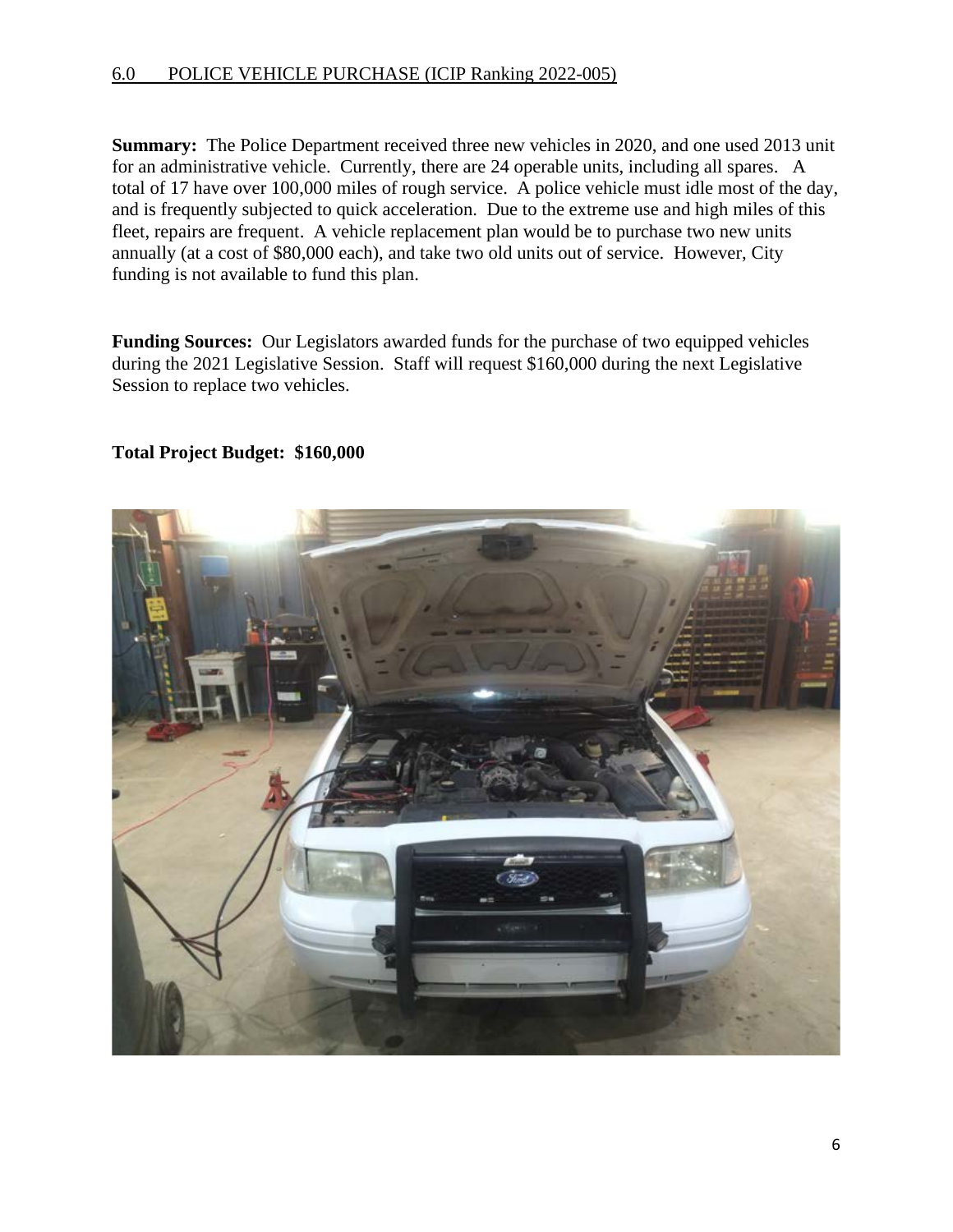## 6.0 POLICE VEHICLE PURCHASE (ICIP Ranking 2022-005)

**Summary:** The Police Department received three new vehicles in 2020, and one used 2013 unit for an administrative vehicle. Currently, there are 24 operable units, including all spares. A total of 17 have over 100,000 miles of rough service. A police vehicle must idle most of the day, and is frequently subjected to quick acceleration. Due to the extreme use and high miles of this fleet, repairs are frequent. A vehicle replacement plan would be to purchase two new units annually (at a cost of $80,000 each), and take two old units out of service. However, City funding is not available to fund this plan.

**Funding Sources:** Our Legislators awarded funds for the purchase of two equipped vehicles during the 2021 Legislative Session. Staff will request $160,000 during the next Legislative Session to replace two vehicles.

**Total Project Budget: $160,000**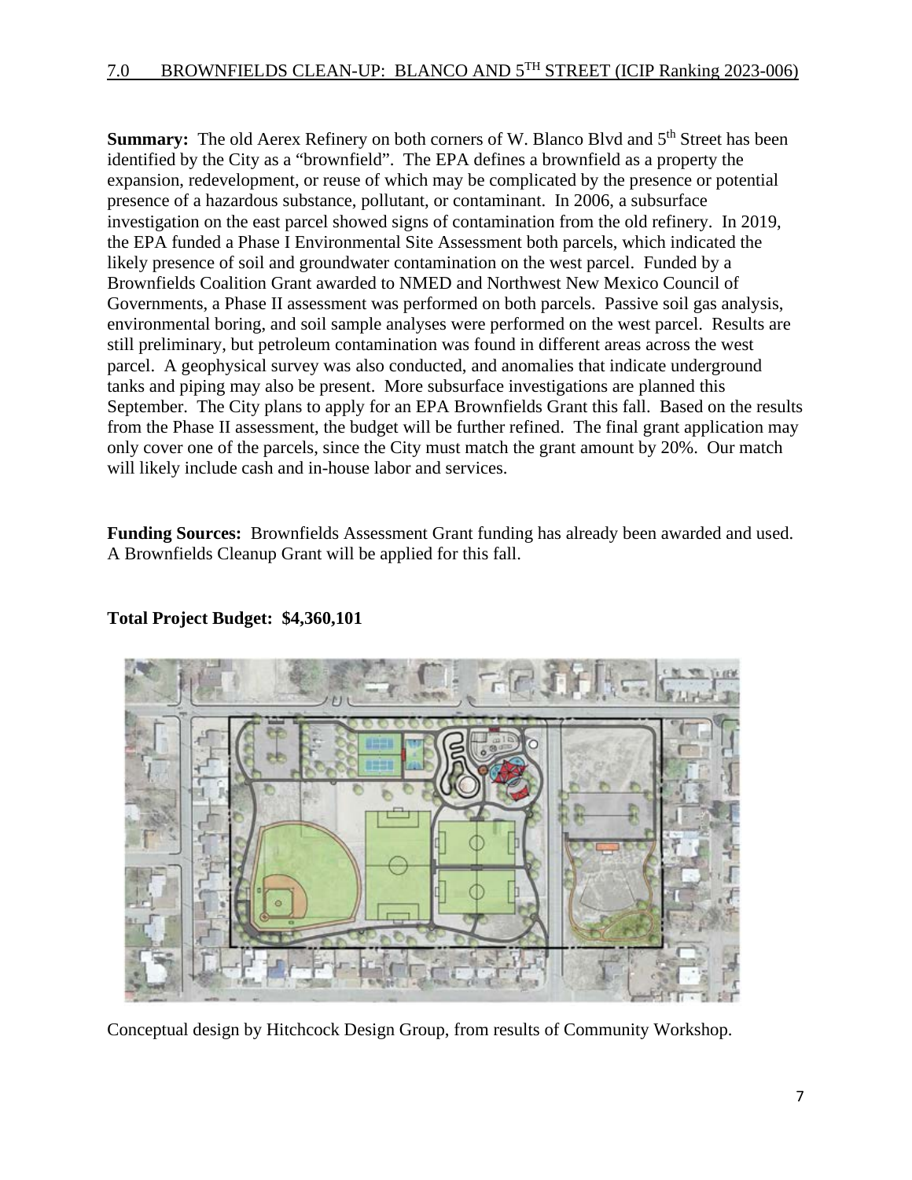## 7.0 BROWNFIELDS CLEAN-UP: BLANCO AND 5TH STREET (ICIP Ranking 2023-006)

**Summary:** The old Aerex Refinery on both corners of W. Blanco Blvd and 5th Street has been identified by the City as a "brownfield". The EPA defines a brownfield as a property the expansion, redevelopment, or reuse of which may be complicated by the presence or potential presence of a hazardous substance, pollutant, or contaminant. In 2006, a subsurface investigation on the east parcel showed signs of contamination from the old refinery. In 2019, the EPA funded a Phase I Environmental Site Assessment both parcels, which indicated the likely presence of soil and groundwater contamination on the west parcel. Funded by a Brownfields Coalition Grant awarded to NMED and Northwest New Mexico Council of Governments, a Phase II assessment was performed on both parcels. Passive soil gas analysis, environmental boring, and soil sample analyses were performed on the west parcel. Results are still preliminary, but petroleum contamination was found in different areas across the west parcel. A geophysical survey was also conducted, and anomalies that indicate underground tanks and piping may also be present. More subsurface investigations are planned this September. The City plans to apply for an EPA Brownfields Grant this fall. Based on the results from the Phase II assessment, the budget will be further refined. The final grant application may only cover one of the parcels, since the City must match the grant amount by 20%. Our match will likely include cash and in-house labor and services.

**Funding Sources:** Brownfields Assessment Grant funding has already been awarded and used. A Brownfields Cleanup Grant will be applied for this fall.

**Total Project Budget: $4,360,101**

Conceptual design by Hitchcock Design Group, from results of Community Workshop.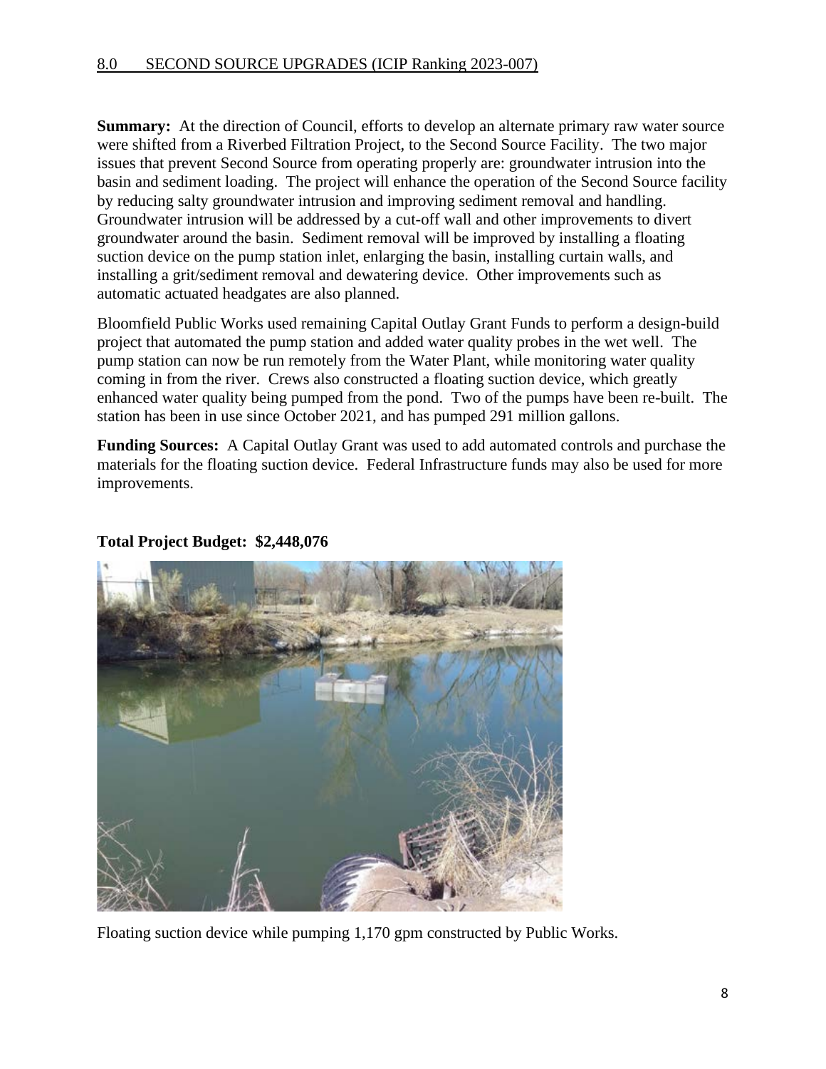## 8.0 SECOND SOURCE UPGRADES (ICIP Ranking 2023-007)

**Summary:** At the direction of Council, efforts to develop an alternate primary raw water source were shifted from a Riverbed Filtration Project, to the Second Source Facility. The two major issues that prevent Second Source from operating properly are: groundwater intrusion into the basin and sediment loading. The project will enhance the operation of the Second Source facility by reducing salty groundwater intrusion and improving sediment removal and handling. Groundwater intrusion will be addressed by a cut-off wall and other improvements to divert groundwater around the basin. Sediment removal will be improved by installing a floating suction device on the pump station inlet, enlarging the basin, installing curtain walls, and installing a grit/sediment removal and dewatering device. Other improvements such as automatic actuated headgates are also planned.

Bloomfield Public Works used remaining Capital Outlay Grant Funds to perform a design-build project that automated the pump station and added water quality probes in the wet well. The pump station can now be run remotely from the Water Plant, while monitoring water quality coming in from the river. Crews also constructed a floating suction device, which greatly enhanced water quality being pumped from the pond. Two of the pumps have been re-built. The station has been in use since October 2021, and has pumped 291 million gallons.

**Funding Sources:** A Capital Outlay Grant was used to add automated controls and purchase the materials for the floating suction device. Federal Infrastructure funds may also be used for more improvements.

**Total Project Budget: $2,448,076**

Floating suction device while pumping 1,170 gpm constructed by Public Works.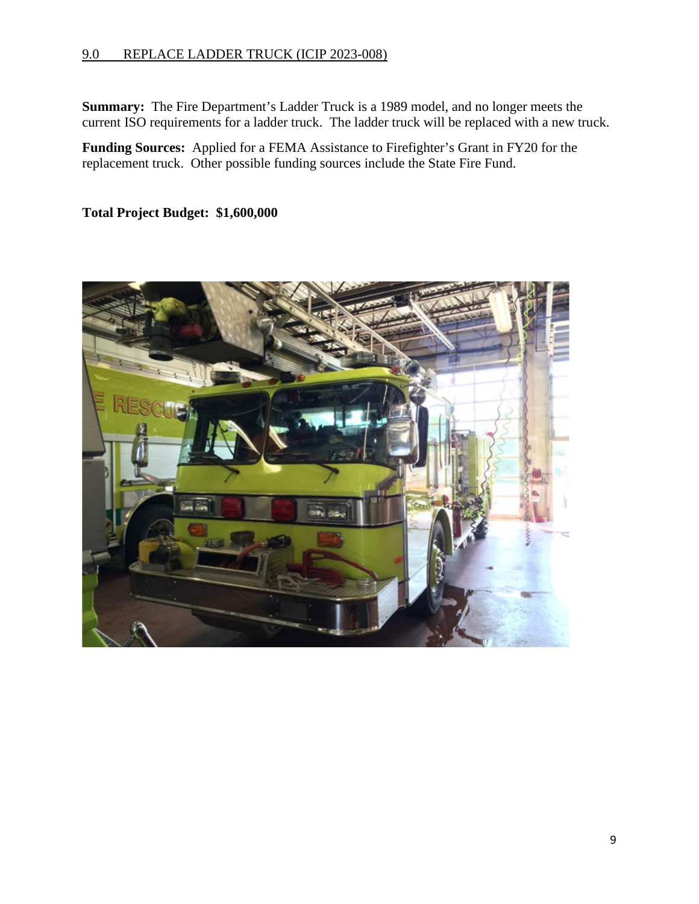## 9.0 REPLACE LADDER TRUCK (ICIP 2023-008)

**Summary:** The Fire Department's Ladder Truck is a 1989 model, and no longer meets the current ISO requirements for a ladder truck. The ladder truck will be replaced with a new truck.

**Funding Sources:** Applied for a FEMA Assistance to Firefighter's Grant in FY20 for the replacement truck. Other possible funding sources include the State Fire Fund.

**Total Project Budget: $1,600,000**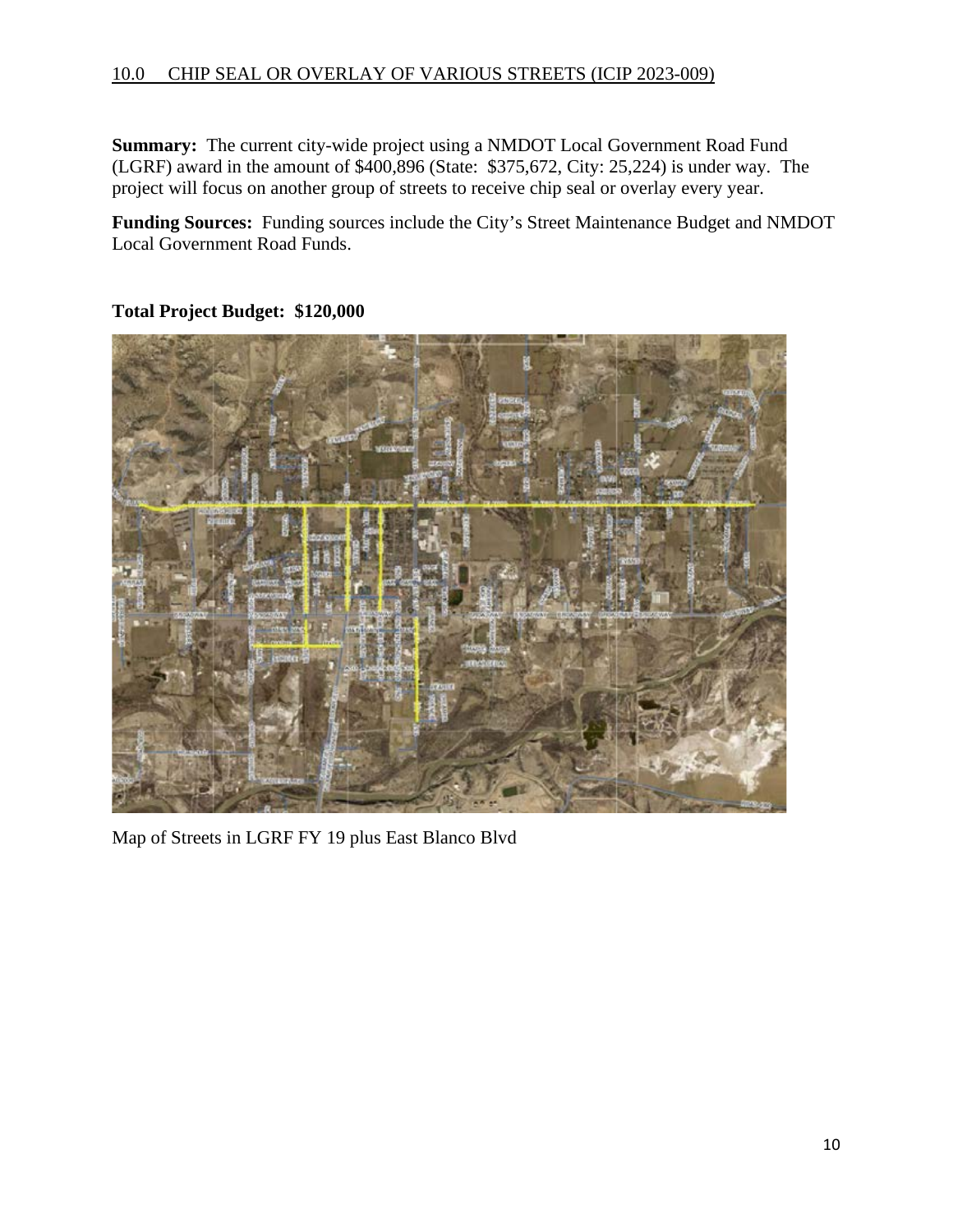## 10.0 CHIP SEAL OR OVERLAY OF VARIOUS STREETS (ICIP 2023-009)

**Summary:** The current city-wide project using a NMDOT Local Government Road Fund (LGRF) award in the amount of $400,896 (State: $375,672, City: 25,224) is under way. The project will focus on another group of streets to receive chip seal or overlay every year.

**Funding Sources:** Funding sources include the City's Street Maintenance Budget and NMDOT Local Government Road Funds.

**Total Project Budget: $120,000**

Map of Streets in LGRF FY 19 plus East Blanco Blvd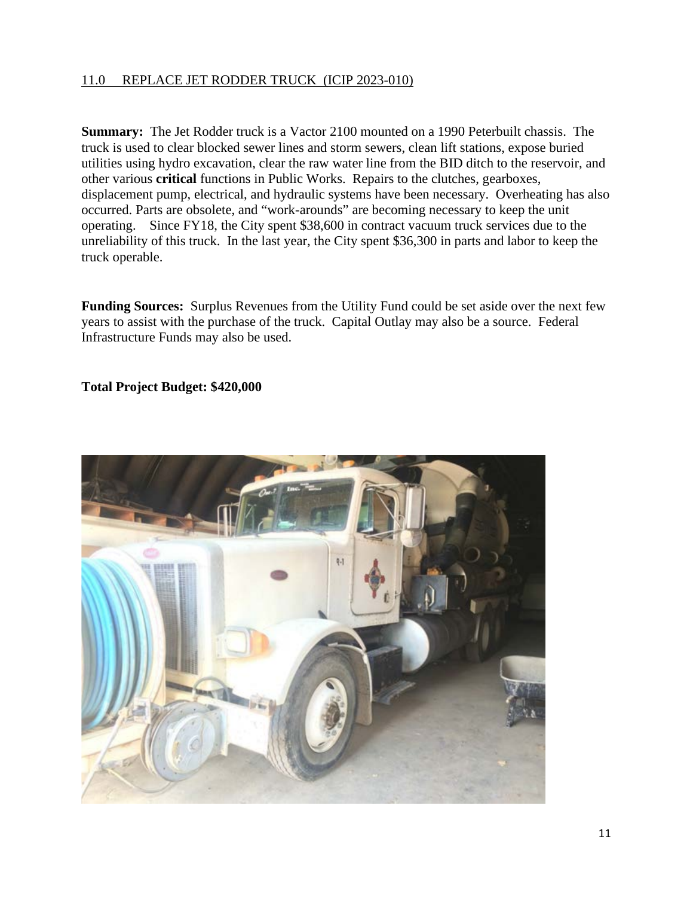## 11.0 REPLACE JET RODDER TRUCK (ICIP 2023-010)

**Summary:** The Jet Rodder truck is a Vactor 2100 mounted on a 1990 Peterbuilt chassis. The truck is used to clear blocked sewer lines and storm sewers, clean lift stations, expose buried utilities using hydro excavation, clear the raw water line from the BID ditch to the reservoir, and other various **critical** functions in Public Works. Repairs to the clutches, gearboxes, displacement pump, electrical, and hydraulic systems have been necessary. Overheating has also occurred. Parts are obsolete, and "work-arounds" are becoming necessary to keep the unit operating. Since FY18, the City spent $38,600 in contract vacuum truck services due to the unreliability of this truck. In the last year, the City spent $36,300 in parts and labor to keep the truck operable.

**Funding Sources:** Surplus Revenues from the Utility Fund could be set aside over the next few years to assist with the purchase of the truck. Capital Outlay may also be a source. Federal Infrastructure Funds may also be used.

**Total Project Budget: $420,000**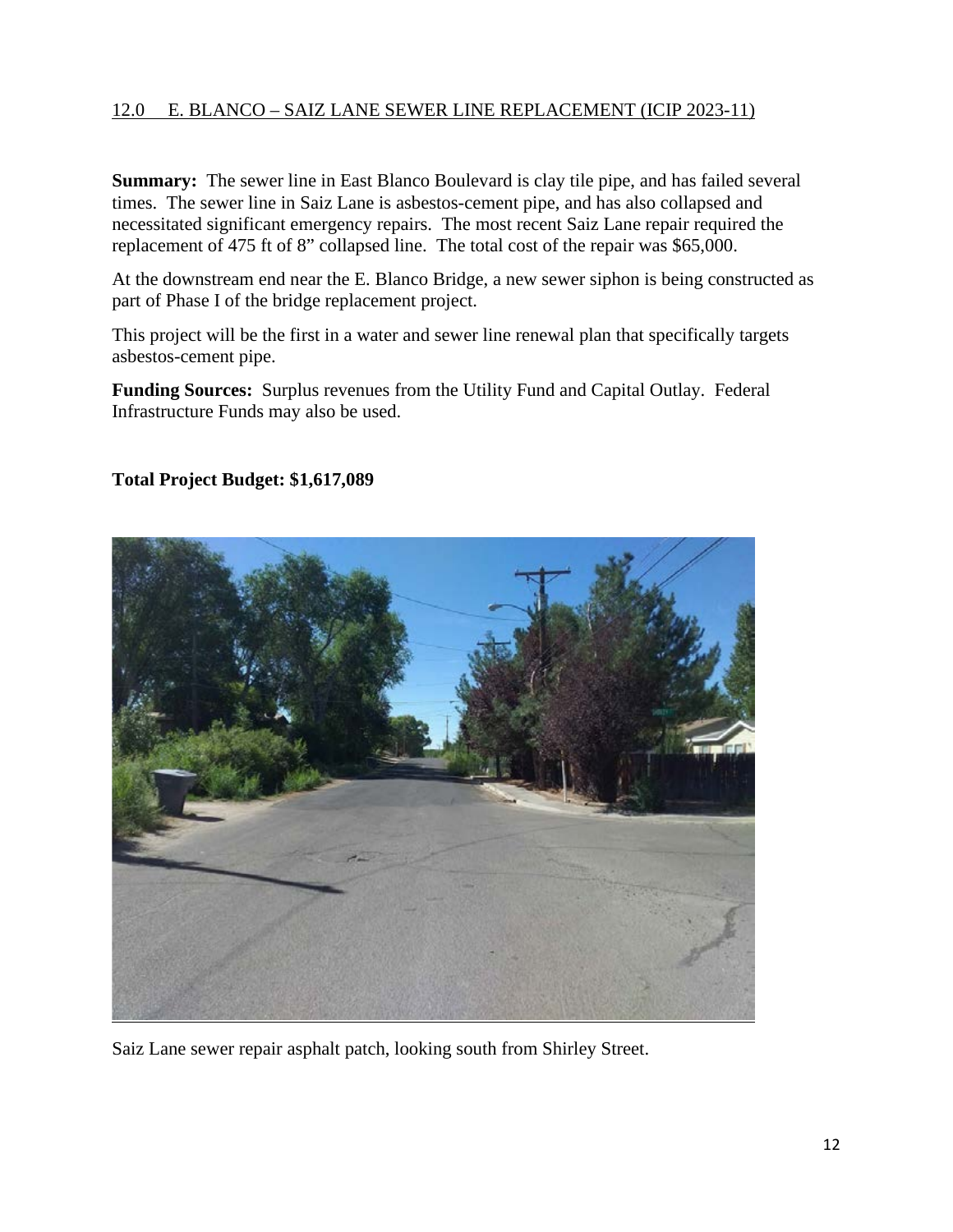## 12.0 E. BLANCO – SAIZ LANE SEWER LINE REPLACEMENT (ICIP 2023-11)

**Summary:** The sewer line in East Blanco Boulevard is clay tile pipe, and has failed several times. The sewer line in Saiz Lane is asbestos-cement pipe, and has also collapsed and necessitated significant emergency repairs. The most recent Saiz Lane repair required the replacement of 475 ft of 8" collapsed line. The total cost of the repair was $65,000.

At the downstream end near the E. Blanco Bridge, a new sewer siphon is being constructed as part of Phase I of the bridge replacement project.

This project will be the first in a water and sewer line renewal plan that specifically targets asbestos-cement pipe.

**Funding Sources:** Surplus revenues from the Utility Fund and Capital Outlay. Federal Infrastructure Funds may also be used.

**Total Project Budget: $1,617,089**

Saiz Lane sewer repair asphalt patch, looking south from Shirley Street.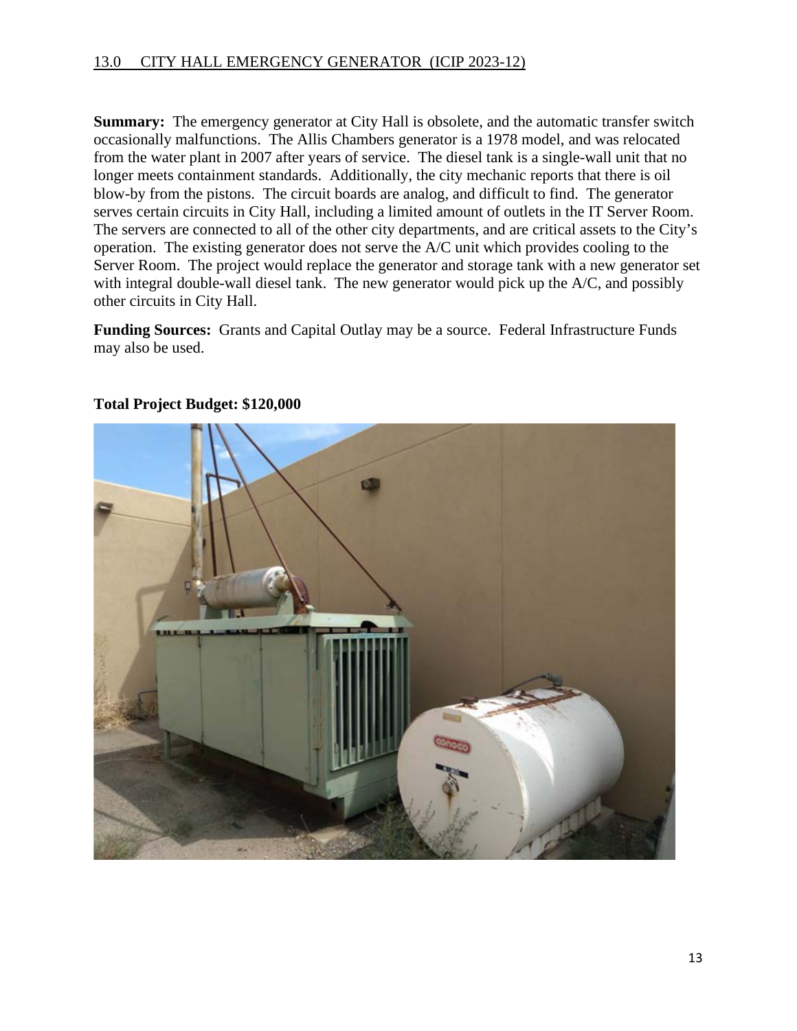## 13.0 CITY HALL EMERGENCY GENERATOR (ICIP 2023-12)

**Summary:** The emergency generator at City Hall is obsolete, and the automatic transfer switch occasionally malfunctions. The Allis Chambers generator is a 1978 model, and was relocated from the water plant in 2007 after years of service. The diesel tank is a single-wall unit that no longer meets containment standards. Additionally, the city mechanic reports that there is oil blow-by from the pistons. The circuit boards are analog, and difficult to find. The generator serves certain circuits in City Hall, including a limited amount of outlets in the IT Server Room. The servers are connected to all of the other city departments, and are critical assets to the City's operation. The existing generator does not serve the A/C unit which provides cooling to the Server Room. The project would replace the generator and storage tank with a new generator set with integral double-wall diesel tank. The new generator would pick up the A/C, and possibly other circuits in City Hall.

**Funding Sources:** Grants and Capital Outlay may be a source. Federal Infrastructure Funds may also be used.

**Total Project Budget: $120,000**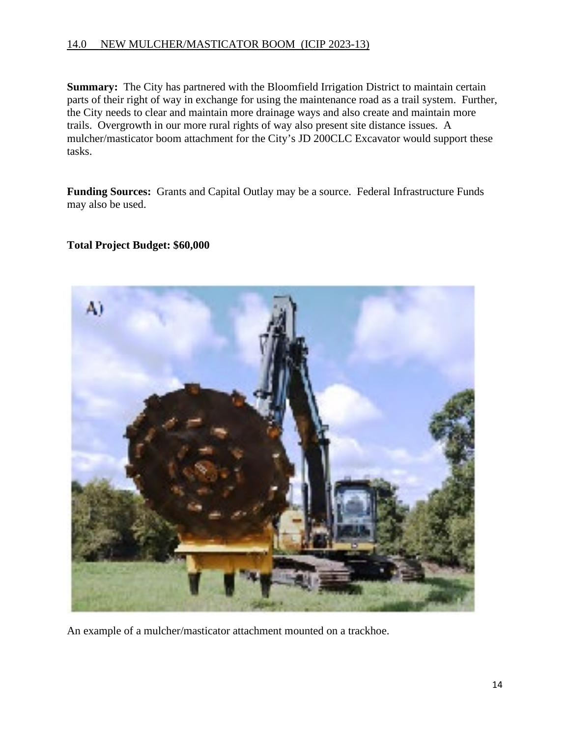## 14.0 NEW MULCHER/MASTICATOR BOOM (ICIP 2023-13)

**Summary:** The City has partnered with the Bloomfield Irrigation District to maintain certain parts of their right of way in exchange for using the maintenance road as a trail system. Further, the City needs to clear and maintain more drainage ways and also create and maintain more trails. Overgrowth in our more rural rights of way also present site distance issues. A mulcher/masticator boom attachment for the City's JD 200CLC Excavator would support these tasks.

**Funding Sources:** Grants and Capital Outlay may be a source. Federal Infrastructure Funds may also be used.

**Total Project Budget: $60,000**

An example of a mulcher/masticator attachment mounted on a trackhoe.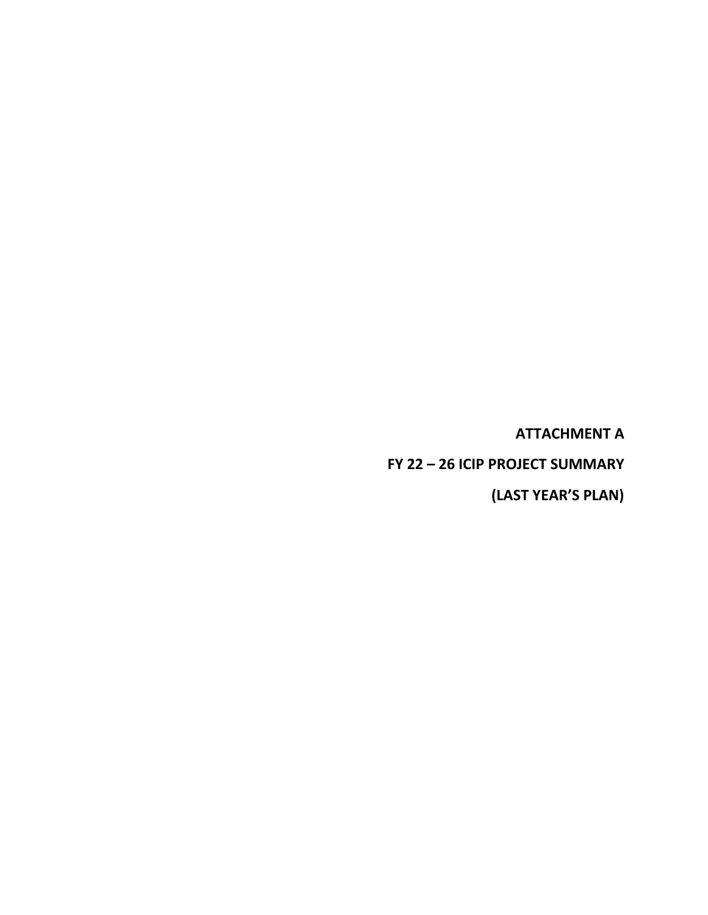**ATTACHMENT A**

**FY 22 – 26 ICIP PROJECT SUMMARY**

**(LAST YEAR'S PLAN)**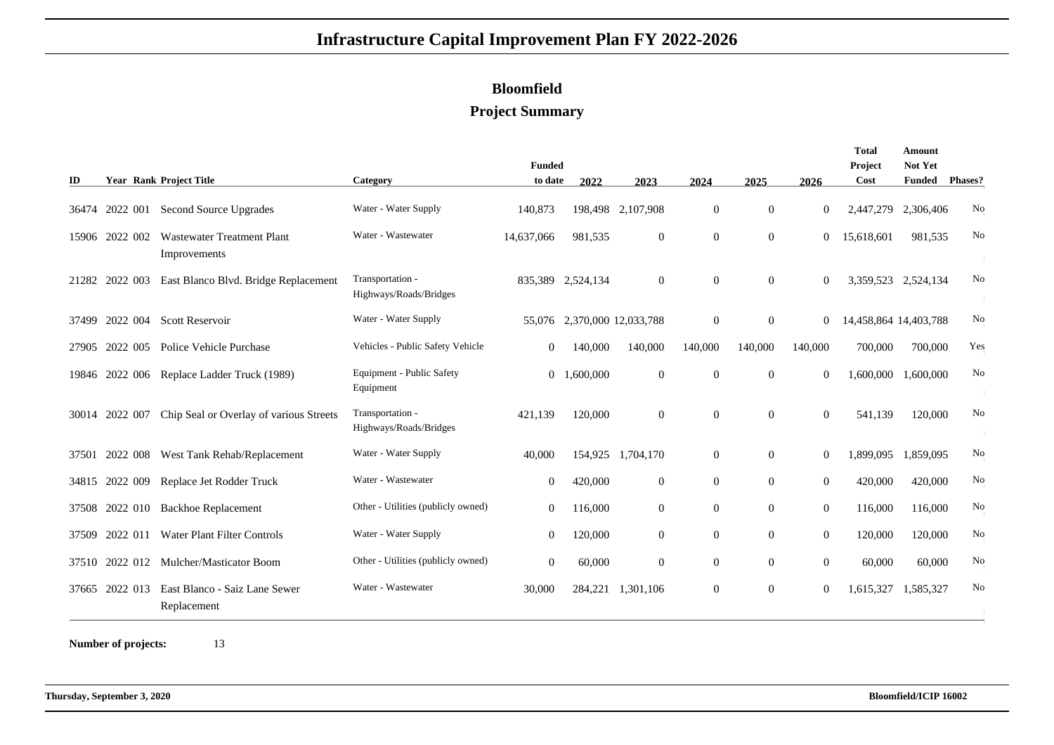# Infrastructure Capital Improvement Plan FY 2022-2026

## Bloomfield

### Project Summary

| ID | Year | Rank | Project Title | Category | Funded to date | 2022 | 2023 | 2024 | 2025 | 2026 | Total Project Cost | Amount Not Yet Funded | Phases? |
|---|---|---|---|---|---|---|---|---|---|---|---|---|---|
| 36474 | 2022 | 001 | Second Source Upgrades | Water - Water Supply | 140,873 | 198,498 | 2,107,908 | 0 | 0 | 0 | 2,447,279 | 2,306,406 | No |
| 15906 | 2022 | 002 | Wastewater Treatment Plant Improvements | Water - Wastewater | 14,637,066 | 981,535 | 0 | 0 | 0 | 0 | 15,618,601 | 981,535 | No |
| 21282 | 2022 | 003 | East Blanco Blvd. Bridge Replacement | Transportation - Highways/Roads/Bridges | 835,389 | 2,524,134 | 0 | 0 | 0 | 0 | 3,359,523 | 2,524,134 | No |
| 37499 | 2022 | 004 | Scott Reservoir | Water - Water Supply | 55,076 | 2,370,000 | 12,033,788 | 0 | 0 | 0 | 14,458,864 | 14,403,788 | No |
| 27905 | 2022 | 005 | Police Vehicle Purchase | Vehicles - Public Safety Vehicle | 0 | 140,000 | 140,000 | 140,000 | 140,000 | 140,000 | 700,000 | 700,000 | Yes |
| 19846 | 2022 | 006 | Replace Ladder Truck (1989) | Equipment - Public Safety Equipment | 0 | 1,600,000 | 0 | 0 | 0 | 0 | 1,600,000 | 1,600,000 | No |
| 30014 | 2022 | 007 | Chip Seal or Overlay of various Streets | Transportation - Highways/Roads/Bridges | 421,139 | 120,000 | 0 | 0 | 0 | 0 | 541,139 | 120,000 | No |
| 37501 | 2022 | 008 | West Tank Rehab/Replacement | Water - Water Supply | 40,000 | 154,925 | 1,704,170 | 0 | 0 | 0 | 1,899,095 | 1,859,095 | No |
| 34815 | 2022 | 009 | Replace Jet Rodder Truck | Water - Wastewater | 0 | 420,000 | 0 | 0 | 0 | 0 | 420,000 | 420,000 | No |
| 37508 | 2022 | 010 | Backhoe Replacement | Other - Utilities (publicly owned) | 0 | 116,000 | 0 | 0 | 0 | 0 | 116,000 | 116,000 | No |
| 37509 | 2022 | 011 | Water Plant Filter Controls | Water - Water Supply | 0 | 120,000 | 0 | 0 | 0 | 0 | 120,000 | 120,000 | No |
| 37510 | 2022 | 012 | Mulcher/Masticator Boom | Other - Utilities (publicly owned) | 0 | 60,000 | 0 | 0 | 0 | 0 | 60,000 | 60,000 | No |
| 37665 | 2022 | 013 | East Blanco - Saiz Lane Sewer Replacement | Water - Wastewater | 30,000 | 284,221 | 1,301,106 | 0 | 0 | 0 | 1,615,327 | 1,585,327 | No |

**Number of projects:** 13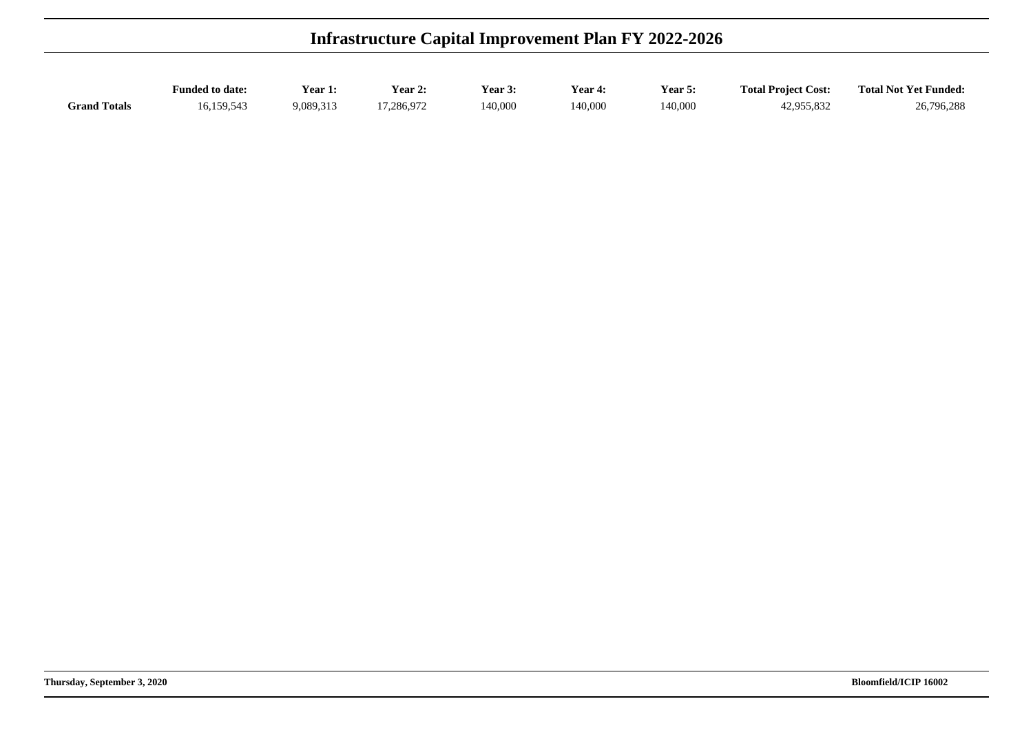# Infrastructure Capital Improvement Plan FY 2022-2026

| | Funded to date: | Year 1: | Year 2: | Year 3: | Year 4: | Year 5: | Total Project Cost: | Total Not Yet Funded: |
|---|---|---|---|---|---|---|---|---|
| **Grand Totals** | 16,159,543 | 9,089,313 | 17,286,972 | 140,000 | 140,000 | 140,000 | 42,955,832 | 26,796,288 |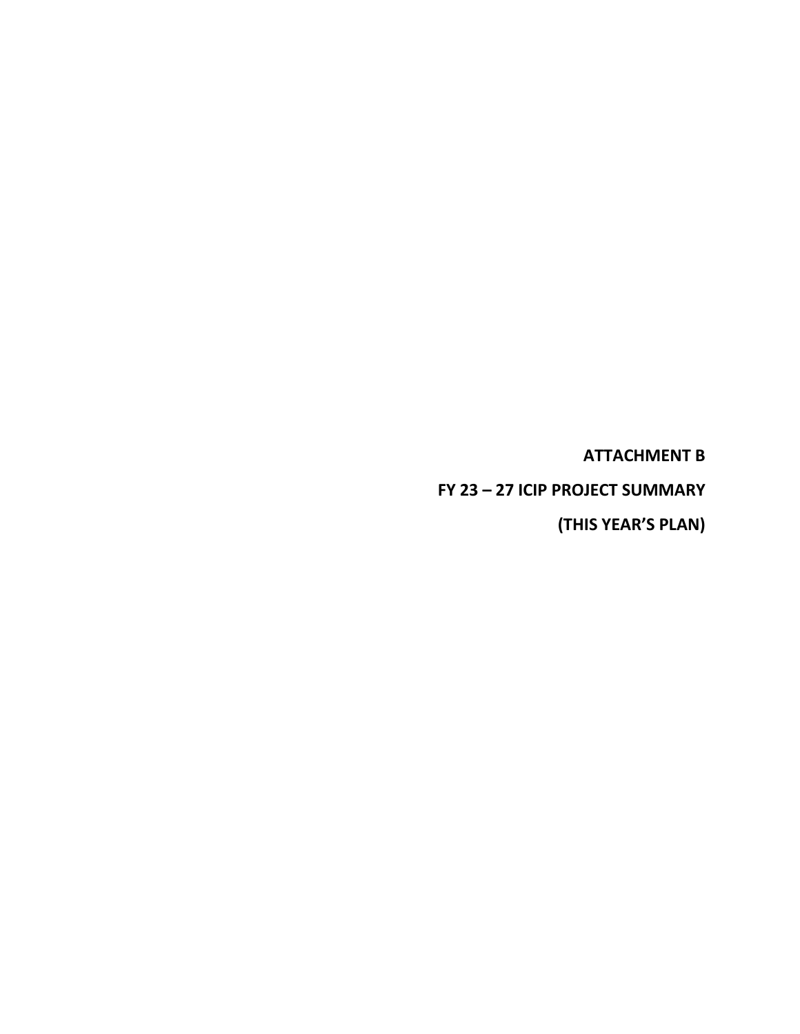**ATTACHMENT B**

**FY 23 – 27 ICIP PROJECT SUMMARY**

**(THIS YEAR'S PLAN)**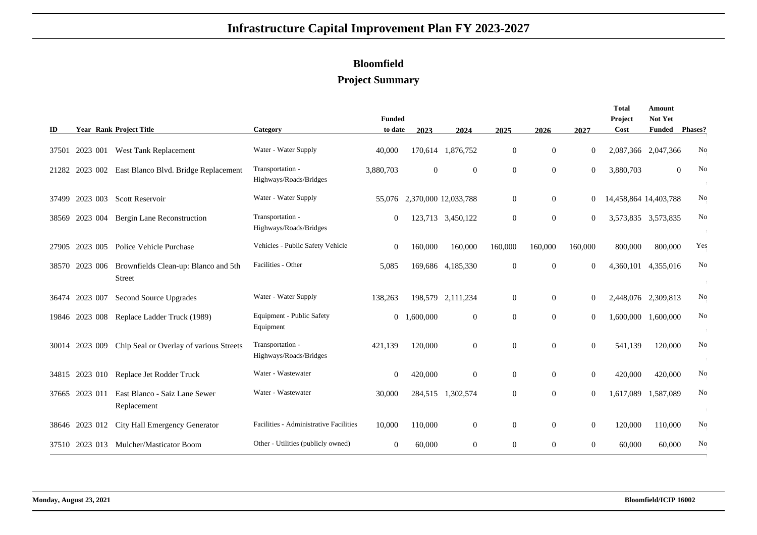# Infrastructure Capital Improvement Plan FY 2023-2027

## Bloomfield

### Project Summary

| ID | Year | Rank | Project Title | Category | Funded to date | 2023 | 2024 | 2025 | 2026 | 2027 | Total Project Cost | Amount Not Yet Funded | Phases? |
|---|---|---|---|---|---|---|---|---|---|---|---|---|---|
| 37501 | 2023 | 001 | West Tank Replacement | Water - Water Supply | 40,000 | 170,614 | 1,876,752 | 0 | 0 | 0 | 2,087,366 | 2,047,366 | No |
| 21282 | 2023 | 002 | East Blanco Blvd. Bridge Replacement | Transportation - Highways/Roads/Bridges | 3,880,703 | 0 | 0 | 0 | 0 | 0 | 3,880,703 | 0 | No |
| 37499 | 2023 | 003 | Scott Reservoir | Water - Water Supply | 55,076 | 2,370,000 | 12,033,788 | 0 | 0 | 0 | 14,458,864 | 14,403,788 | No |
| 38569 | 2023 | 004 | Bergin Lane Reconstruction | Transportation - Highways/Roads/Bridges | 0 | 123,713 | 3,450,122 | 0 | 0 | 0 | 3,573,835 | 3,573,835 | No |
| 27905 | 2023 | 005 | Police Vehicle Purchase | Vehicles - Public Safety Vehicle | 0 | 160,000 | 160,000 | 160,000 | 160,000 | 160,000 | 800,000 | 800,000 | Yes |
| 38570 | 2023 | 006 | Brownfields Clean-up: Blanco and 5th Street | Facilities - Other | 5,085 | 169,686 | 4,185,330 | 0 | 0 | 0 | 4,360,101 | 4,355,016 | No |
| 36474 | 2023 | 007 | Second Source Upgrades | Water - Water Supply | 138,263 | 198,579 | 2,111,234 | 0 | 0 | 0 | 2,448,076 | 2,309,813 | No |
| 19846 | 2023 | 008 | Replace Ladder Truck (1989) | Equipment - Public Safety Equipment | 0 | 1,600,000 | 0 | 0 | 0 | 0 | 1,600,000 | 1,600,000 | No |
| 30014 | 2023 | 009 | Chip Seal or Overlay of various Streets | Transportation - Highways/Roads/Bridges | 421,139 | 120,000 | 0 | 0 | 0 | 0 | 541,139 | 120,000 | No |
| 34815 | 2023 | 010 | Replace Jet Rodder Truck | Water - Wastewater | 0 | 420,000 | 0 | 0 | 0 | 0 | 420,000 | 420,000 | No |
| 37665 | 2023 | 011 | East Blanco - Saiz Lane Sewer Replacement | Water - Wastewater | 30,000 | 284,515 | 1,302,574 | 0 | 0 | 0 | 1,617,089 | 1,587,089 | No |
| 38646 | 2023 | 012 | City Hall Emergency Generator | Facilities - Administrative Facilities | 10,000 | 110,000 | 0 | 0 | 0 | 0 | 120,000 | 110,000 | No |
| 37510 | 2023 | 013 | Mulcher/Masticator Boom | Other - Utilities (publicly owned) | 0 | 60,000 | 0 | 0 | 0 | 0 | 60,000 | 60,000 | No |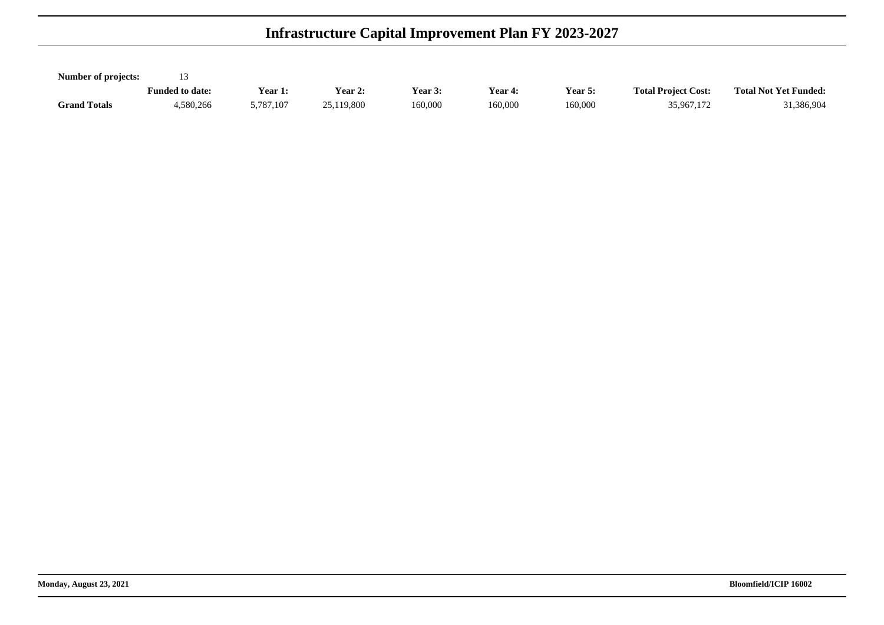# Infrastructure Capital Improvement Plan FY 2023-2027

**Number of projects:** 13

| | Funded to date: | Year 1: | Year 2: | Year 3: | Year 4: | Year 5: | Total Project Cost: | Total Not Yet Funded: |
|---|---|---|---|---|---|---|---|---|
| **Grand Totals** | 4,580,266 | 5,787,107 | 25,119,800 | 160,000 | 160,000 | 160,000 | 35,967,172 | 31,386,904 |